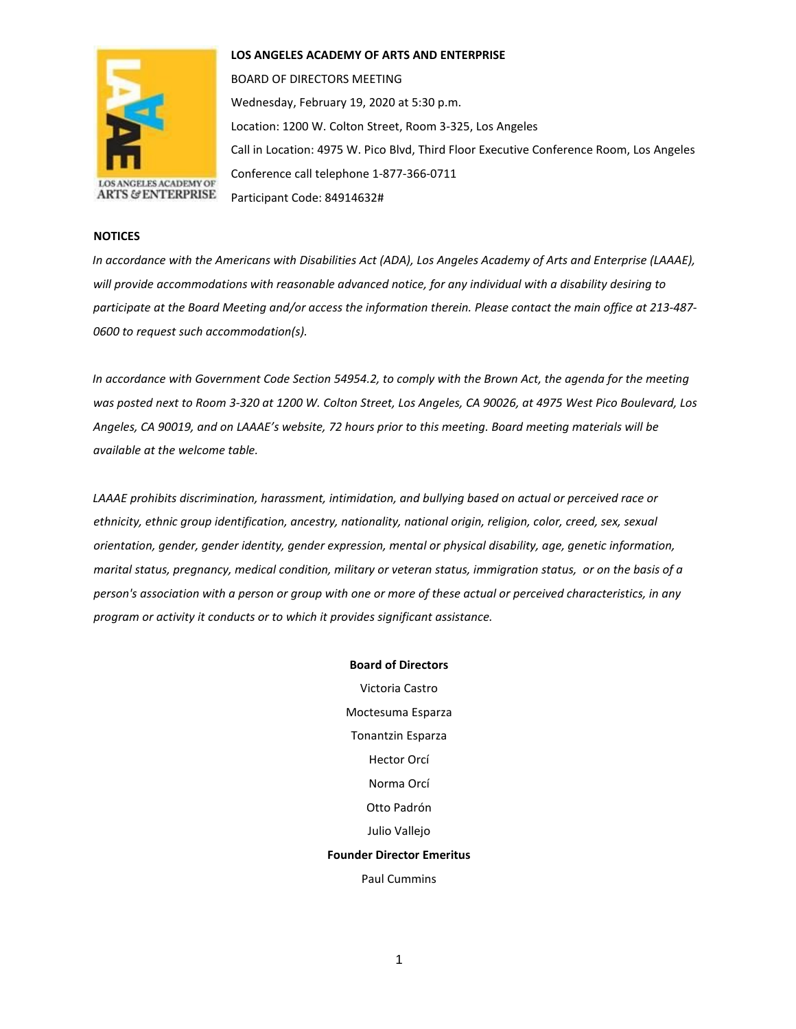**LOS ANGELES ACADEMY OF ARTS AND ENTERPRISE**

BOARD OF DIRECTORS MEETING

Wednesday, February 19, 2020 at 5:30 p.m.

Location: 1200 W. Colton Street, Room 3-325, Los Angeles

Call in Location: 4975 W. Pico Blvd, Third Floor Executive Conference Room, Los Angeles

Conference call telephone 1-877-366-0711

Participant Code: 84914632#

**NOTICES**

*In accordance with the Americans with Disabilities Act (ADA), Los Angeles Academy of Arts and Enterprise (LAAAE), will provide accommodations with reasonable advanced notice, for any individual with a disability desiring to participate at the Board Meeting and/or access the information therein. Please contact the main office at 213-487-0600 to request such accommodation(s).*

*In accordance with Government Code Section 54954.2, to comply with the Brown Act, the agenda for the meeting was posted next to Room 3-320 at 1200 W. Colton Street, Los Angeles, CA 90026, at 4975 West Pico Boulevard, Los Angeles, CA 90019, and on LAAAE's website, 72 hours prior to this meeting. Board meeting materials will be available at the welcome table.*

*LAAAE prohibits discrimination, harassment, intimidation, and bullying based on actual or perceived race or ethnicity, ethnic group identification, ancestry, nationality, national origin, religion, color, creed, sex, sexual orientation, gender, gender identity, gender expression, mental or physical disability, age, genetic information, marital status, pregnancy, medical condition, military or veteran status, immigration status, or on the basis of a person's association with a person or group with one or more of these actual or perceived characteristics, in any program or activity it conducts or to which it provides significant assistance.*

**Board of Directors**

Victoria Castro

Moctesuma Esparza

Tonantzin Esparza

Hector Orcí

Norma Orcí

Otto Padrón

Julio Vallejo

**Founder Director Emeritus**

Paul Cummins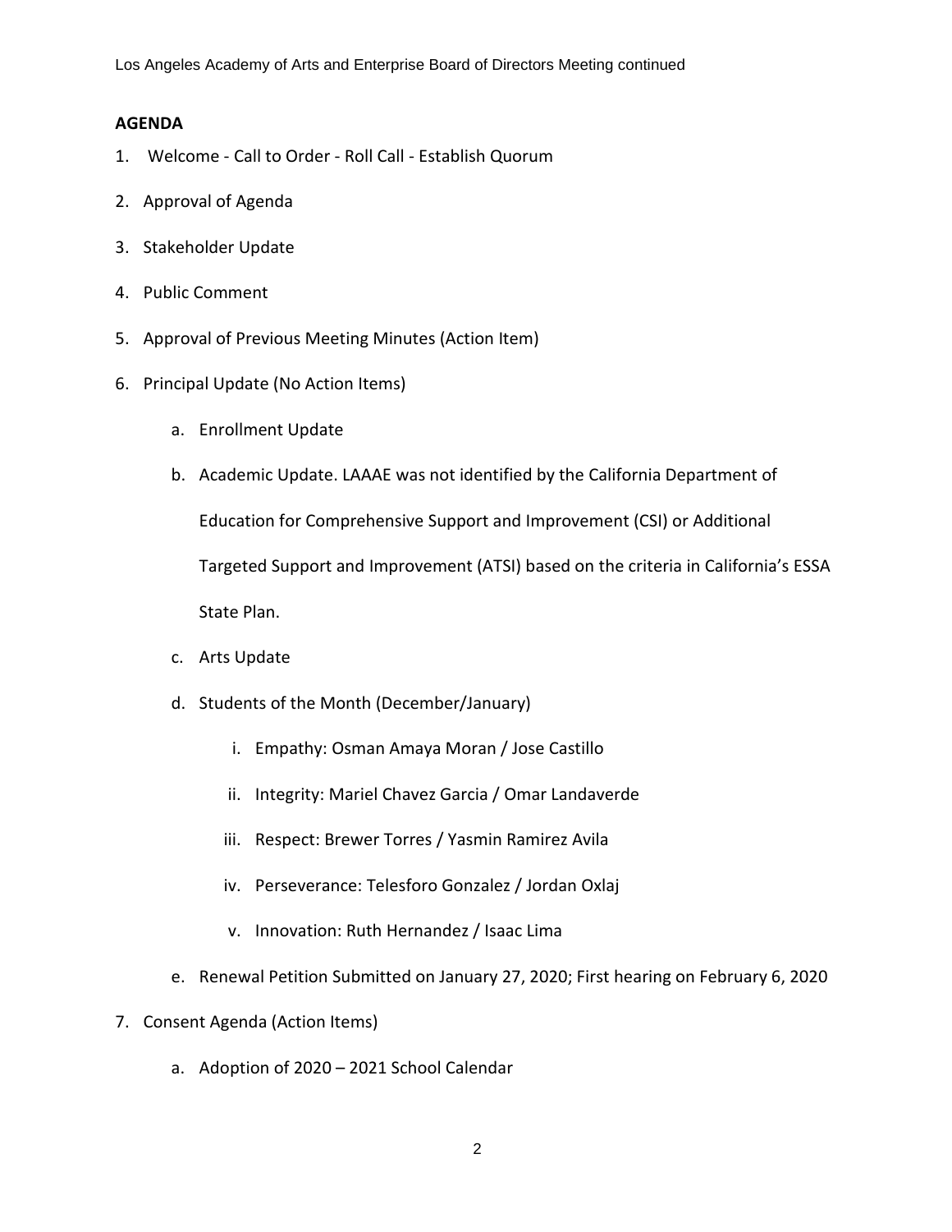**AGENDA**

1. Welcome - Call to Order - Roll Call - Establish Quorum
2. Approval of Agenda
3. Stakeholder Update
4. Public Comment
5. Approval of Previous Meeting Minutes (Action Item)
6. Principal Update (No Action Items)
   a. Enrollment Update
   b. Academic Update. LAAAE was not identified by the California Department of Education for Comprehensive Support and Improvement (CSI) or Additional Targeted Support and Improvement (ATSI) based on the criteria in California's ESSA State Plan.
   c. Arts Update
   d. Students of the Month (December/January)
      i. Empathy: Osman Amaya Moran / Jose Castillo
      ii. Integrity: Mariel Chavez Garcia / Omar Landaverde
      iii. Respect: Brewer Torres / Yasmin Ramirez Avila
      iv. Perseverance: Telesforo Gonzalez / Jordan Oxlaj
      v. Innovation: Ruth Hernandez / Isaac Lima
   e. Renewal Petition Submitted on January 27, 2020; First hearing on February 6, 2020
7. Consent Agenda (Action Items)
   a. Adoption of 2020 – 2021 School Calendar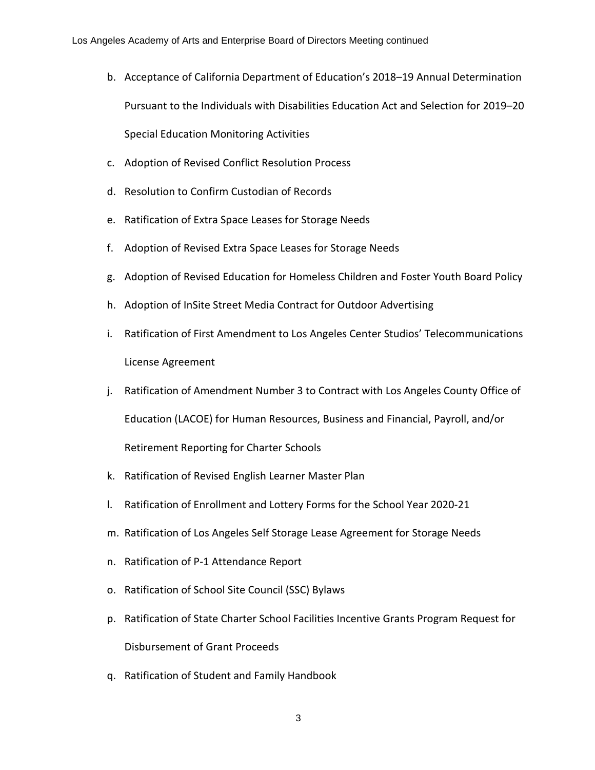b. Acceptance of California Department of Education's 2018–19 Annual Determination Pursuant to the Individuals with Disabilities Education Act and Selection for 2019–20 Special Education Monitoring Activities
c. Adoption of Revised Conflict Resolution Process
d. Resolution to Confirm Custodian of Records
e. Ratification of Extra Space Leases for Storage Needs
f. Adoption of Revised Extra Space Leases for Storage Needs
g. Adoption of Revised Education for Homeless Children and Foster Youth Board Policy
h. Adoption of InSite Street Media Contract for Outdoor Advertising
i. Ratification of First Amendment to Los Angeles Center Studios' Telecommunications License Agreement
j. Ratification of Amendment Number 3 to Contract with Los Angeles County Office of Education (LACOE) for Human Resources, Business and Financial, Payroll, and/or Retirement Reporting for Charter Schools
k. Ratification of Revised English Learner Master Plan
l. Ratification of Enrollment and Lottery Forms for the School Year 2020-21
m. Ratification of Los Angeles Self Storage Lease Agreement for Storage Needs
n. Ratification of P-1 Attendance Report
o. Ratification of School Site Council (SSC) Bylaws
p. Ratification of State Charter School Facilities Incentive Grants Program Request for Disbursement of Grant Proceeds
q. Ratification of Student and Family Handbook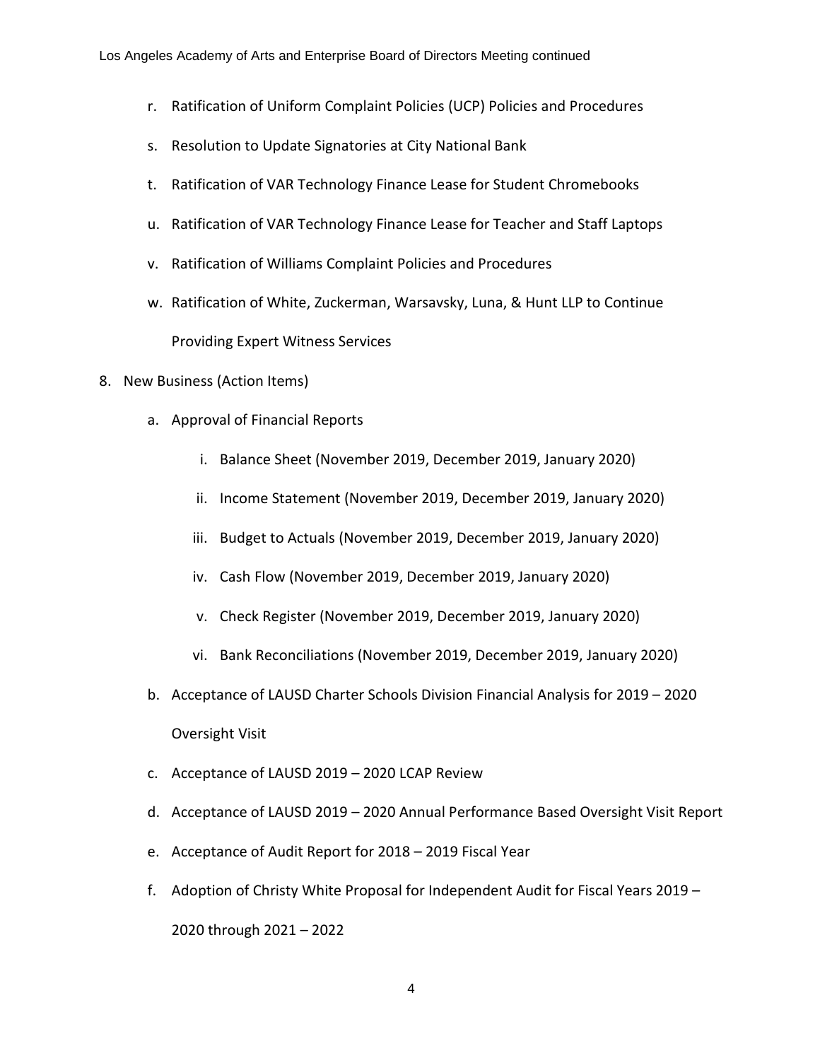r. Ratification of Uniform Complaint Policies (UCP) Policies and Procedures

s. Resolution to Update Signatories at City National Bank

t. Ratification of VAR Technology Finance Lease for Student Chromebooks

u. Ratification of VAR Technology Finance Lease for Teacher and Staff Laptops

v. Ratification of Williams Complaint Policies and Procedures

w. Ratification of White, Zuckerman, Warsavsky, Luna, & Hunt LLP to Continue Providing Expert Witness Services

8. New Business (Action Items)

    a. Approval of Financial Reports

        i. Balance Sheet (November 2019, December 2019, January 2020)

        ii. Income Statement (November 2019, December 2019, January 2020)

        iii. Budget to Actuals (November 2019, December 2019, January 2020)

        iv. Cash Flow (November 2019, December 2019, January 2020)

        v. Check Register (November 2019, December 2019, January 2020)

        vi. Bank Reconciliations (November 2019, December 2019, January 2020)

    b. Acceptance of LAUSD Charter Schools Division Financial Analysis for 2019 – 2020 Oversight Visit

    c. Acceptance of LAUSD 2019 – 2020 LCAP Review

    d. Acceptance of LAUSD 2019 – 2020 Annual Performance Based Oversight Visit Report

    e. Acceptance of Audit Report for 2018 – 2019 Fiscal Year

    f. Adoption of Christy White Proposal for Independent Audit for Fiscal Years 2019 – 2020 through 2021 – 2022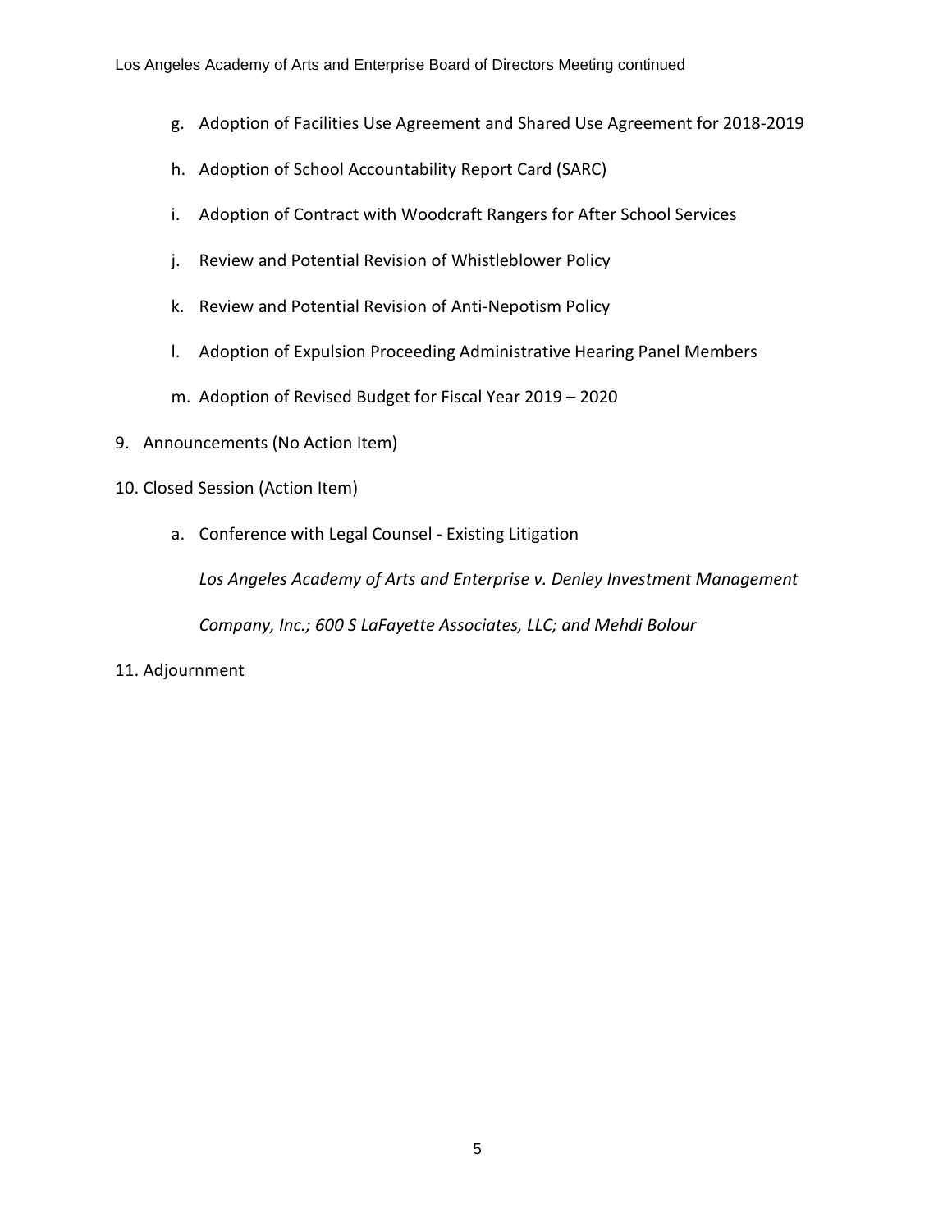g. Adoption of Facilities Use Agreement and Shared Use Agreement for 2018-2019

h. Adoption of School Accountability Report Card (SARC)

i. Adoption of Contract with Woodcraft Rangers for After School Services

j. Review and Potential Revision of Whistleblower Policy

k. Review and Potential Revision of Anti-Nepotism Policy

l. Adoption of Expulsion Proceeding Administrative Hearing Panel Members

m. Adoption of Revised Budget for Fiscal Year 2019 – 2020

9. Announcements (No Action Item)

10. Closed Session (Action Item)

    a. Conference with Legal Counsel - Existing Litigation

       *Los Angeles Academy of Arts and Enterprise v. Denley Investment Management Company, Inc.; 600 S LaFayette Associates, LLC; and Mehdi Bolour*

11. Adjournment